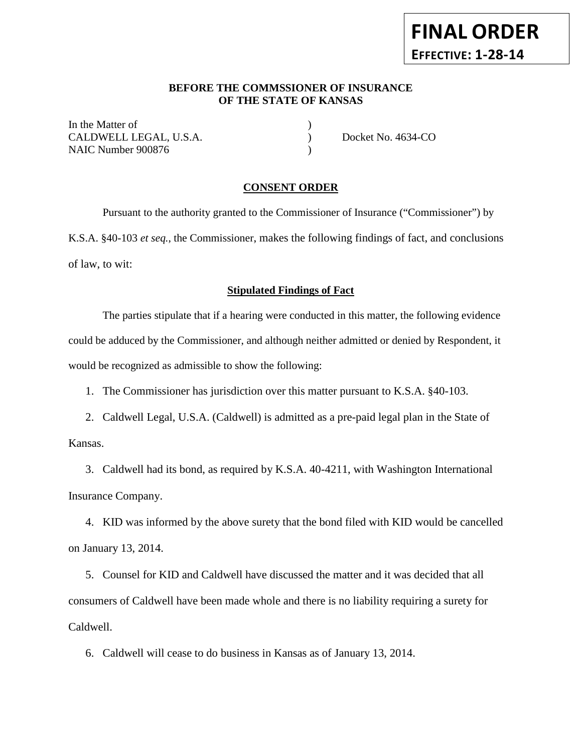**FINAL ORDER**

**EFFECTIVE: 1-28-14**

**BEFORE THE COMMSSIONER OF INSURANCE**
**OF THE STATE OF KANSAS**

In the Matter of )
CALDWELL LEGAL, U.S.A. ) Docket No. 4634-CO
NAIC Number 900876 )

## CONSENT ORDER

Pursuant to the authority granted to the Commissioner of Insurance ("Commissioner") by K.S.A. §40-103 *et seq.*, the Commissioner, makes the following findings of fact, and conclusions of law, to wit:

### Stipulated Findings of Fact

The parties stipulate that if a hearing were conducted in this matter, the following evidence could be adduced by the Commissioner, and although neither admitted or denied by Respondent, it would be recognized as admissible to show the following:

1. The Commissioner has jurisdiction over this matter pursuant to K.S.A. §40-103.
2. Caldwell Legal, U.S.A. (Caldwell) is admitted as a pre-paid legal plan in the State of Kansas.
3. Caldwell had its bond, as required by K.S.A. 40-4211, with Washington International Insurance Company.
4. KID was informed by the above surety that the bond filed with KID would be cancelled on January 13, 2014.
5. Counsel for KID and Caldwell have discussed the matter and it was decided that all consumers of Caldwell have been made whole and there is no liability requiring a surety for Caldwell.
6. Caldwell will cease to do business in Kansas as of January 13, 2014.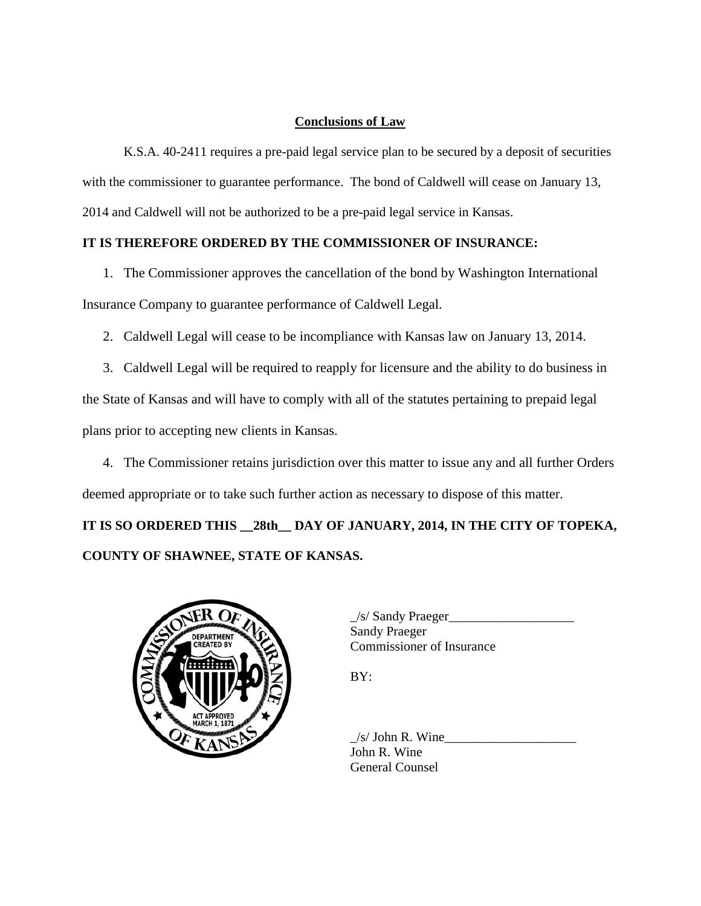## Conclusions of Law

K.S.A. 40-2411 requires a pre-paid legal service plan to be secured by a deposit of securities with the commissioner to guarantee performance. The bond of Caldwell will cease on January 13, 2014 and Caldwell will not be authorized to be a pre-paid legal service in Kansas.

**IT IS THEREFORE ORDERED BY THE COMMISSIONER OF INSURANCE:**

1. The Commissioner approves the cancellation of the bond by Washington International Insurance Company to guarantee performance of Caldwell Legal.
2. Caldwell Legal will cease to be incompliance with Kansas law on January 13, 2014.
3. Caldwell Legal will be required to reapply for licensure and the ability to do business in the State of Kansas and will have to comply with all of the statutes pertaining to prepaid legal plans prior to accepting new clients in Kansas.
4. The Commissioner retains jurisdiction over this matter to issue any and all further Orders deemed appropriate or to take such further action as necessary to dispose of this matter.

**IT IS SO ORDERED THIS __28th__ DAY OF JANUARY, 2014, IN THE CITY OF TOPEKA, COUNTY OF SHAWNEE, STATE OF KANSAS.**

_/s/ Sandy Praeger___________________
Sandy Praeger
Commissioner of Insurance

BY:

_/s/ John R. Wine____________________
John R. Wine
General Counsel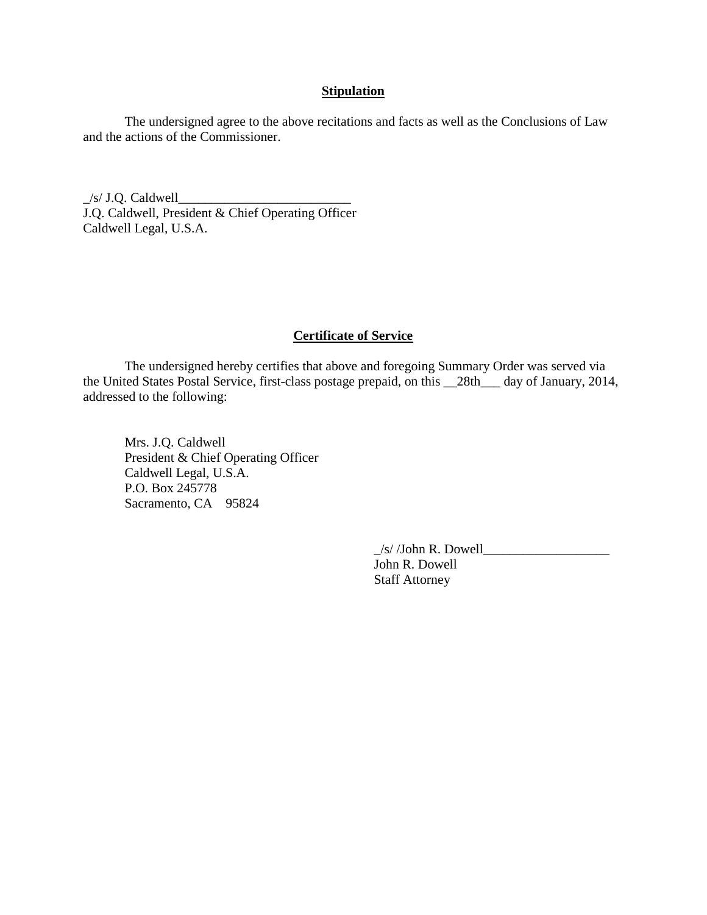**Stipulation**

The undersigned agree to the above recitations and facts as well as the Conclusions of Law and the actions of the Commissioner.

_/s/ J.Q. Caldwell__________________________
J.Q. Caldwell, President & Chief Operating Officer
Caldwell Legal, U.S.A.

**Certificate of Service**

The undersigned hereby certifies that above and foregoing Summary Order was served via the United States Postal Service, first-class postage prepaid, on this __28th___ day of January, 2014, addressed to the following:

Mrs. J.Q. Caldwell
President & Chief Operating Officer
Caldwell Legal, U.S.A.
P.O. Box 245778
Sacramento, CA 95824

_/s/ /John R. Dowell___________________
John R. Dowell
Staff Attorney